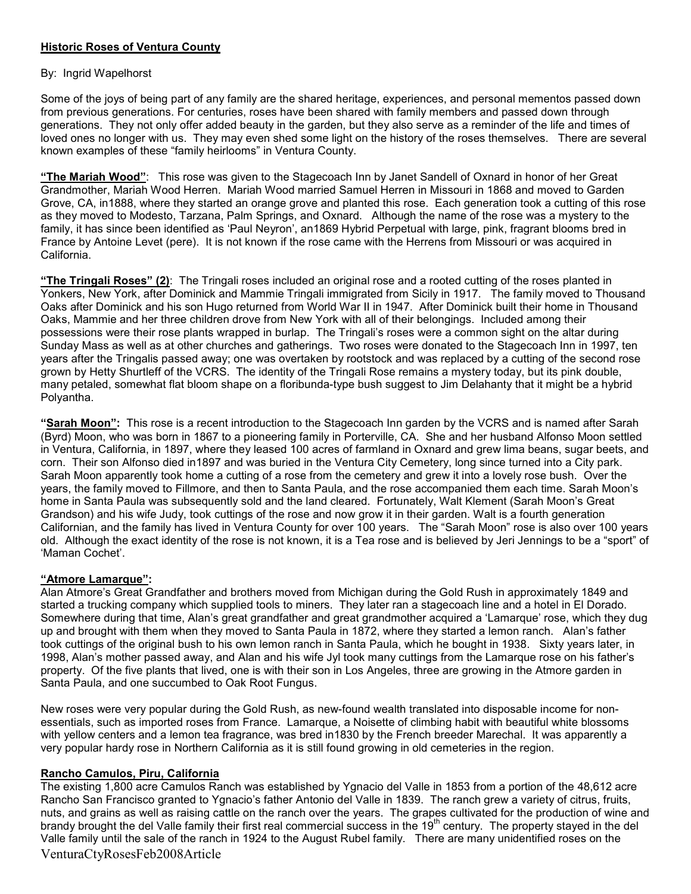**Historic Roses of Ventura County**

By: Ingrid Wapelhorst

Some of the joys of being part of any family are the shared heritage, experiences, and personal mementos passed down from previous generations. For centuries, roses have been shared with family members and passed down through generations. They not only offer added beauty in the garden, but they also serve as a reminder of the life and times of loved ones no longer with us. They may even shed some light on the history of the roses themselves. There are several known examples of these "family heirlooms" in Ventura County.

**"The Mariah Wood"**: This rose was given to the Stagecoach Inn by Janet Sandell of Oxnard in honor of her Great Grandmother, Mariah Wood Herren. Mariah Wood married Samuel Herren in Missouri in 1868 and moved to Garden Grove, CA, in1888, where they started an orange grove and planted this rose. Each generation took a cutting of this rose as they moved to Modesto, Tarzana, Palm Springs, and Oxnard. Although the name of the rose was a mystery to the family, it has since been identified as 'Paul Neyron', an1869 Hybrid Perpetual with large, pink, fragrant blooms bred in France by Antoine Levet (pere). It is not known if the rose came with the Herrens from Missouri or was acquired in California.

**"The Tringali Roses" (2)**: The Tringali roses included an original rose and a rooted cutting of the roses planted in Yonkers, New York, after Dominick and Mammie Tringali immigrated from Sicily in 1917. The family moved to Thousand Oaks after Dominick and his son Hugo returned from World War II in 1947. After Dominick built their home in Thousand Oaks, Mammie and her three children drove from New York with all of their belongings. Included among their possessions were their rose plants wrapped in burlap. The Tringali's roses were a common sight on the altar during Sunday Mass as well as at other churches and gatherings. Two roses were donated to the Stagecoach Inn in 1997, ten years after the Tringalis passed away; one was overtaken by rootstock and was replaced by a cutting of the second rose grown by Hetty Shurtleff of the VCRS. The identity of the Tringali Rose remains a mystery today, but its pink double, many petaled, somewhat flat bloom shape on a floribunda-type bush suggest to Jim Delahanty that it might be a hybrid Polyantha.

**"Sarah Moon":** This rose is a recent introduction to the Stagecoach Inn garden by the VCRS and is named after Sarah (Byrd) Moon, who was born in 1867 to a pioneering family in Porterville, CA. She and her husband Alfonso Moon settled in Ventura, California, in 1897, where they leased 100 acres of farmland in Oxnard and grew lima beans, sugar beets, and corn. Their son Alfonso died in1897 and was buried in the Ventura City Cemetery, long since turned into a City park. Sarah Moon apparently took home a cutting of a rose from the cemetery and grew it into a lovely rose bush. Over the years, the family moved to Fillmore, and then to Santa Paula, and the rose accompanied them each time. Sarah Moon's home in Santa Paula was subsequently sold and the land cleared. Fortunately, Walt Klement (Sarah Moon's Great Grandson) and his wife Judy, took cuttings of the rose and now grow it in their garden. Walt is a fourth generation Californian, and the family has lived in Ventura County for over 100 years. The "Sarah Moon" rose is also over 100 years old. Although the exact identity of the rose is not known, it is a Tea rose and is believed by Jeri Jennings to be a "sport" of 'Maman Cochet'.

**"Atmore Lamarque":**

Alan Atmore's Great Grandfather and brothers moved from Michigan during the Gold Rush in approximately 1849 and started a trucking company which supplied tools to miners. They later ran a stagecoach line and a hotel in El Dorado. Somewhere during that time, Alan's great grandfather and great grandmother acquired a 'Lamarque' rose, which they dug up and brought with them when they moved to Santa Paula in 1872, where they started a lemon ranch. Alan's father took cuttings of the original bush to his own lemon ranch in Santa Paula, which he bought in 1938. Sixty years later, in 1998, Alan's mother passed away, and Alan and his wife Jyl took many cuttings from the Lamarque rose on his father's property. Of the five plants that lived, one is with their son in Los Angeles, three are growing in the Atmore garden in Santa Paula, and one succumbed to Oak Root Fungus.

New roses were very popular during the Gold Rush, as new-found wealth translated into disposable income for non-essentials, such as imported roses from France. Lamarque, a Noisette of climbing habit with beautiful white blossoms with yellow centers and a lemon tea fragrance, was bred in1830 by the French breeder Marechal. It was apparently a very popular hardy rose in Northern California as it is still found growing in old cemeteries in the region.

**Rancho Camulos, Piru, California**

The existing 1,800 acre Camulos Ranch was established by Ygnacio del Valle in 1853 from a portion of the 48,612 acre Rancho San Francisco granted to Ygnacio's father Antonio del Valle in 1839. The ranch grew a variety of citrus, fruits, nuts, and grains as well as raising cattle on the ranch over the years. The grapes cultivated for the production of wine and brandy brought the del Valle family their first real commercial success in the 19th century. The property stayed in the del Valle family until the sale of the ranch in 1924 to the August Rubel family. There are many unidentified roses on the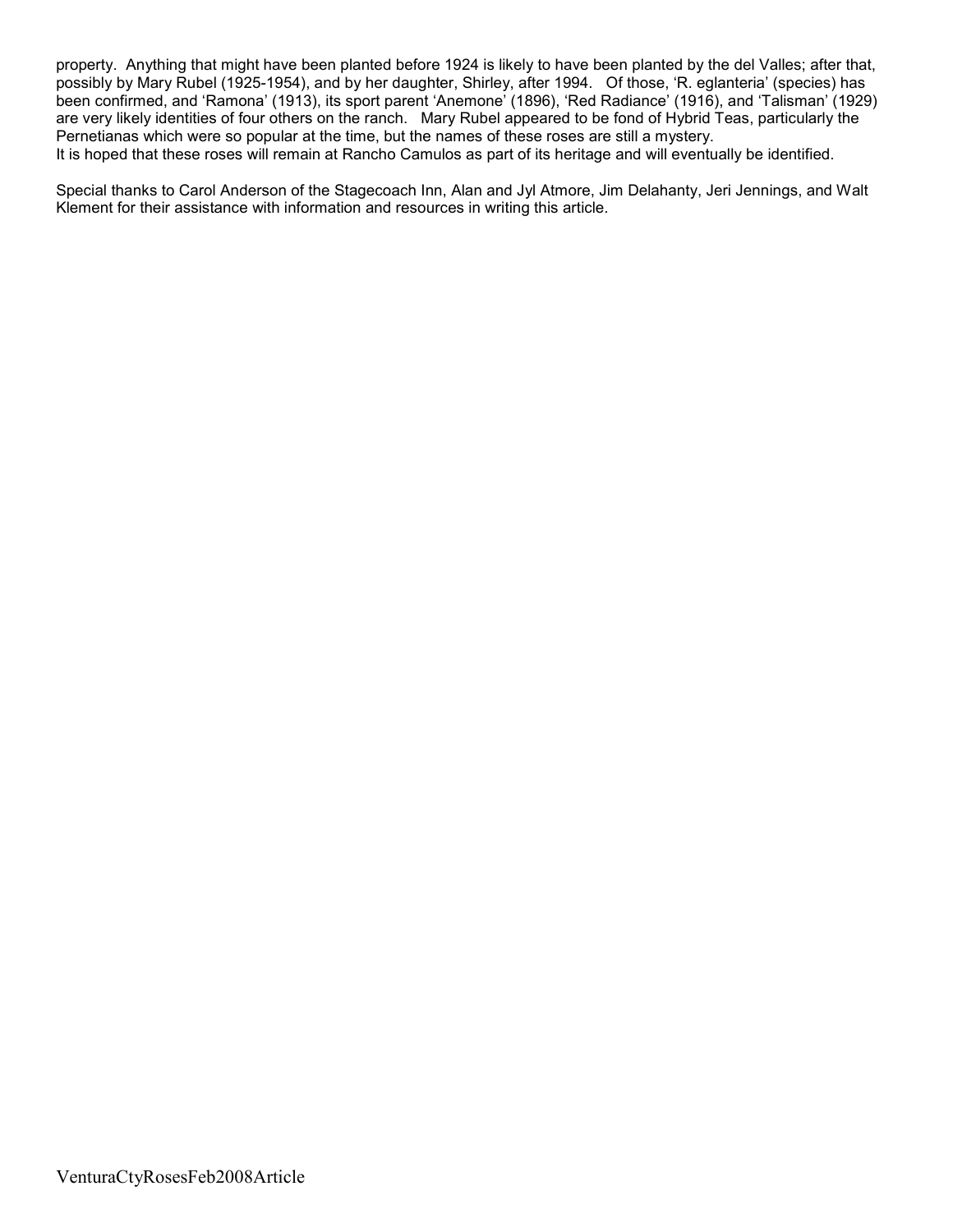property. Anything that might have been planted before 1924 is likely to have been planted by the del Valles; after that, possibly by Mary Rubel (1925-1954), and by her daughter, Shirley, after 1994. Of those, 'R. eglanteria' (species) has been confirmed, and 'Ramona' (1913), its sport parent 'Anemone' (1896), 'Red Radiance' (1916), and 'Talisman' (1929) are very likely identities of four others on the ranch. Mary Rubel appeared to be fond of Hybrid Teas, particularly the Pernetianas which were so popular at the time, but the names of these roses are still a mystery.
It is hoped that these roses will remain at Rancho Camulos as part of its heritage and will eventually be identified.

Special thanks to Carol Anderson of the Stagecoach Inn, Alan and Jyl Atmore, Jim Delahanty, Jeri Jennings, and Walt Klement for their assistance with information and resources in writing this article.